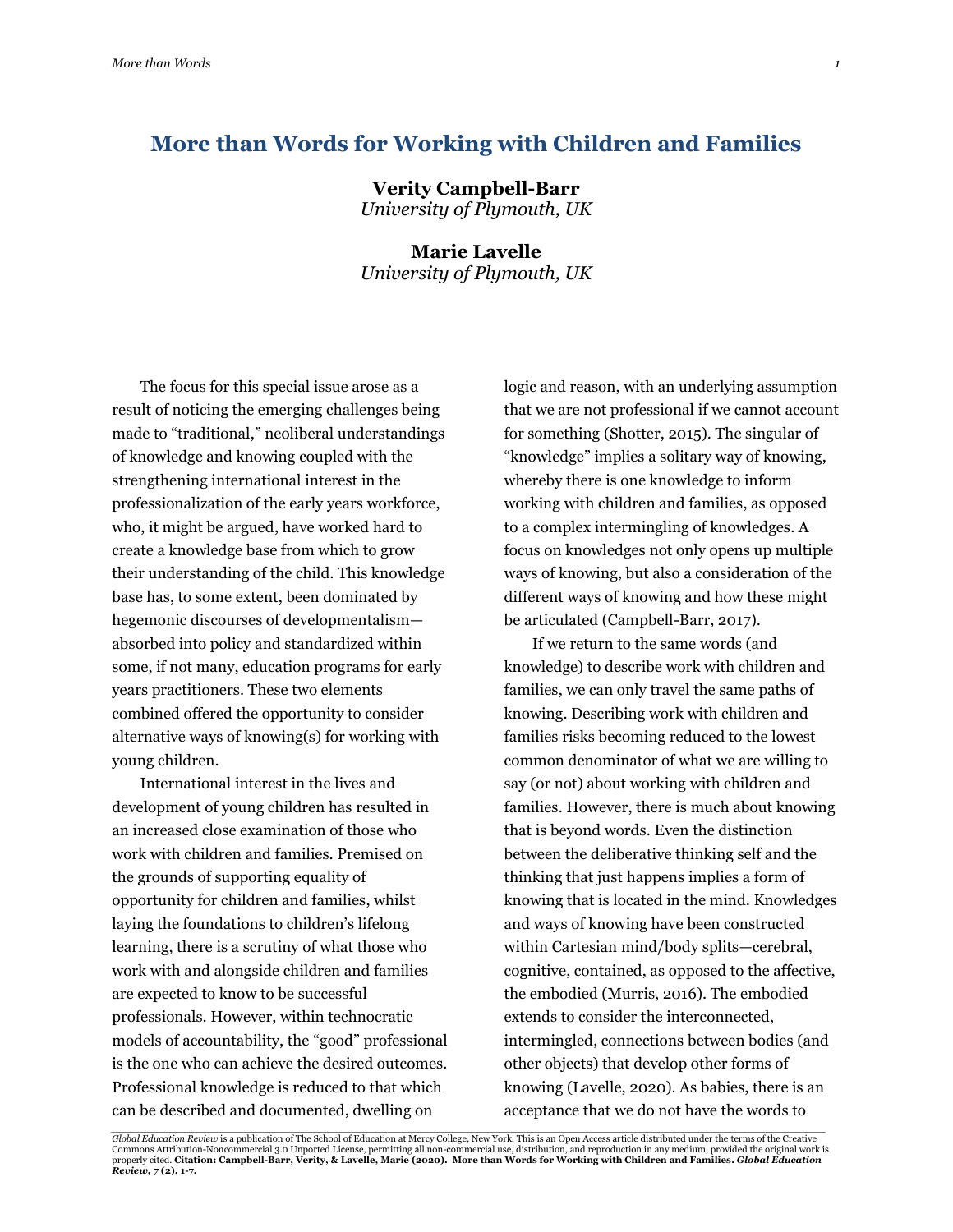# More than Words for Working with Children and Families

**Verity Campbell-Barr**
*University of Plymouth, UK*

**Marie Lavelle**
*University of Plymouth, UK*

The focus for this special issue arose as a result of noticing the emerging challenges being made to "traditional," neoliberal understandings of knowledge and knowing coupled with the strengthening international interest in the professionalization of the early years workforce, who, it might be argued, have worked hard to create a knowledge base from which to grow their understanding of the child. This knowledge base has, to some extent, been dominated by hegemonic discourses of developmentalism—absorbed into policy and standardized within some, if not many, education programs for early years practitioners. These two elements combined offered the opportunity to consider alternative ways of knowing(s) for working with young children.

International interest in the lives and development of young children has resulted in an increased close examination of those who work with children and families. Premised on the grounds of supporting equality of opportunity for children and families, whilst laying the foundations to children's lifelong learning, there is a scrutiny of what those who work with and alongside children and families are expected to know to be successful professionals. However, within technocratic models of accountability, the "good" professional is the one who can achieve the desired outcomes. Professional knowledge is reduced to that which can be described and documented, dwelling on logic and reason, with an underlying assumption that we are not professional if we cannot account for something (Shotter, 2015). The singular of "knowledge" implies a solitary way of knowing, whereby there is one knowledge to inform working with children and families, as opposed to a complex intermingling of knowledges. A focus on knowledges not only opens up multiple ways of knowing, but also a consideration of the different ways of knowing and how these might be articulated (Campbell-Barr, 2017).

If we return to the same words (and knowledge) to describe work with children and families, we can only travel the same paths of knowing. Describing work with children and families risks becoming reduced to the lowest common denominator of what we are willing to say (or not) about working with children and families. However, there is much about knowing that is beyond words. Even the distinction between the deliberative thinking self and the thinking that just happens implies a form of knowing that is located in the mind. Knowledges and ways of knowing have been constructed within Cartesian mind/body splits—cerebral, cognitive, contained, as opposed to the affective, the embodied (Murris, 2016). The embodied extends to consider the interconnected, intermingled, connections between bodies (and other objects) that develop other forms of knowing (Lavelle, 2020). As babies, there is an acceptance that we do not have the words to

---

*Global Education Review* is a publication of The School of Education at Mercy College, New York. This is an Open Access article distributed under the terms of the Creative Commons Attribution-Noncommercial 3.0 Unported License, permitting all non-commercial use, distribution, and reproduction in any medium, provided the original work is properly cited. **Citation: Campbell-Barr, Verity, & Lavelle, Marie (2020). More than Words for Working with Children and Families. *Global Education Review, 7* (2). 1-7.**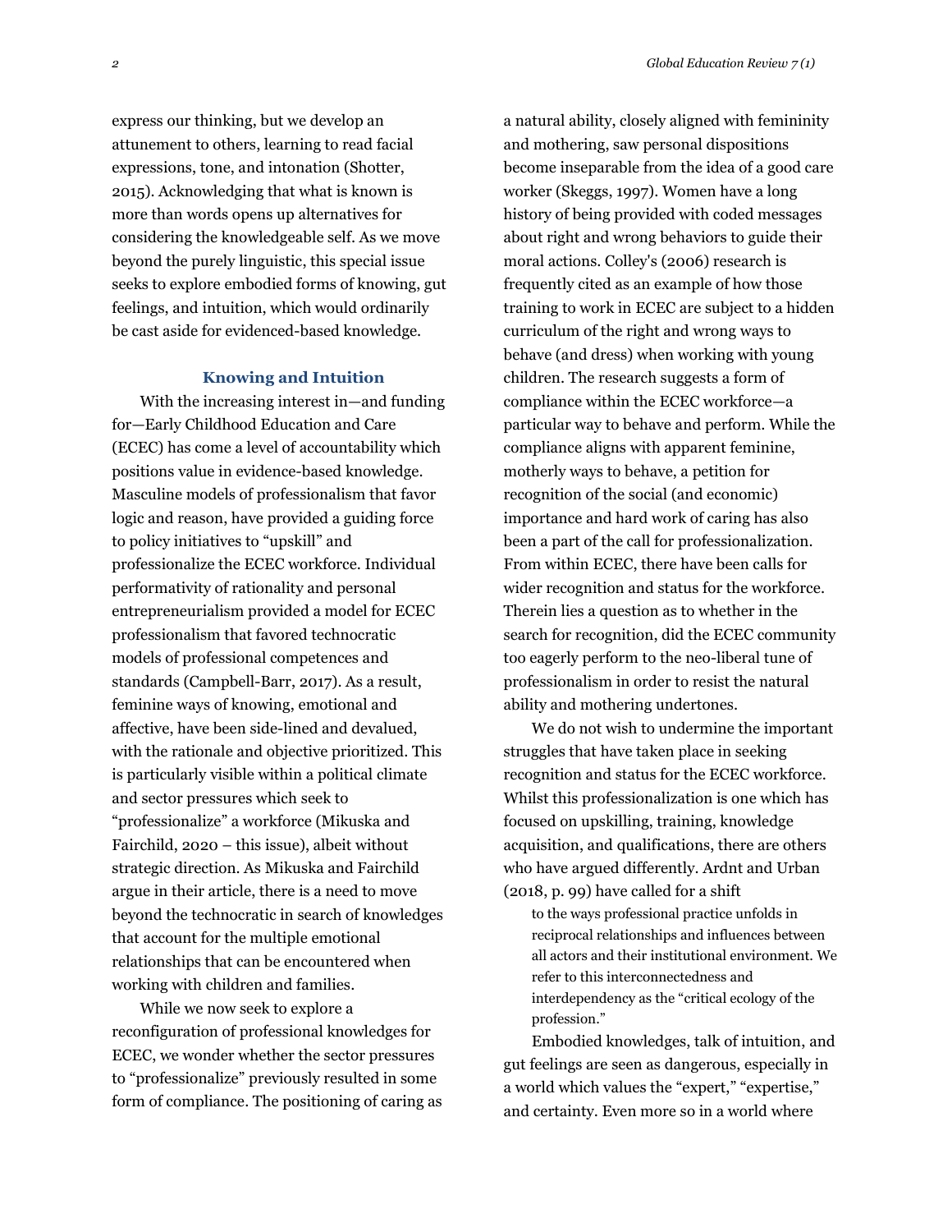express our thinking, but we develop an attunement to others, learning to read facial expressions, tone, and intonation (Shotter, 2015). Acknowledging that what is known is more than words opens up alternatives for considering the knowledgeable self. As we move beyond the purely linguistic, this special issue seeks to explore embodied forms of knowing, gut feelings, and intuition, which would ordinarily be cast aside for evidenced-based knowledge.

## Knowing and Intuition

With the increasing interest in—and funding for—Early Childhood Education and Care (ECEC) has come a level of accountability which positions value in evidence-based knowledge. Masculine models of professionalism that favor logic and reason, have provided a guiding force to policy initiatives to "upskill" and professionalize the ECEC workforce. Individual performativity of rationality and personal entrepreneurialism provided a model for ECEC professionalism that favored technocratic models of professional competences and standards (Campbell-Barr, 2017). As a result, feminine ways of knowing, emotional and affective, have been side-lined and devalued, with the rationale and objective prioritized. This is particularly visible within a political climate and sector pressures which seek to "professionalize" a workforce (Mikuska and Fairchild, 2020 – this issue), albeit without strategic direction. As Mikuska and Fairchild argue in their article, there is a need to move beyond the technocratic in search of knowledges that account for the multiple emotional relationships that can be encountered when working with children and families.

While we now seek to explore a reconfiguration of professional knowledges for ECEC, we wonder whether the sector pressures to "professionalize" previously resulted in some form of compliance. The positioning of caring as a natural ability, closely aligned with femininity and mothering, saw personal dispositions become inseparable from the idea of a good care worker (Skeggs, 1997). Women have a long history of being provided with coded messages about right and wrong behaviors to guide their moral actions. Colley's (2006) research is frequently cited as an example of how those training to work in ECEC are subject to a hidden curriculum of the right and wrong ways to behave (and dress) when working with young children. The research suggests a form of compliance within the ECEC workforce—a particular way to behave and perform. While the compliance aligns with apparent feminine, motherly ways to behave, a petition for recognition of the social (and economic) importance and hard work of caring has also been a part of the call for professionalization. From within ECEC, there have been calls for wider recognition and status for the workforce. Therein lies a question as to whether in the search for recognition, did the ECEC community too eagerly perform to the neo-liberal tune of professionalism in order to resist the natural ability and mothering undertones.

We do not wish to undermine the important struggles that have taken place in seeking recognition and status for the ECEC workforce. Whilst this professionalization is one which has focused on upskilling, training, knowledge acquisition, and qualifications, there are others who have argued differently. Ardnt and Urban (2018, p. 99) have called for a shift

> to the ways professional practice unfolds in reciprocal relationships and influences between all actors and their institutional environment. We refer to this interconnectedness and interdependency as the "critical ecology of the profession."

Embodied knowledges, talk of intuition, and gut feelings are seen as dangerous, especially in a world which values the "expert," "expertise," and certainty. Even more so in a world where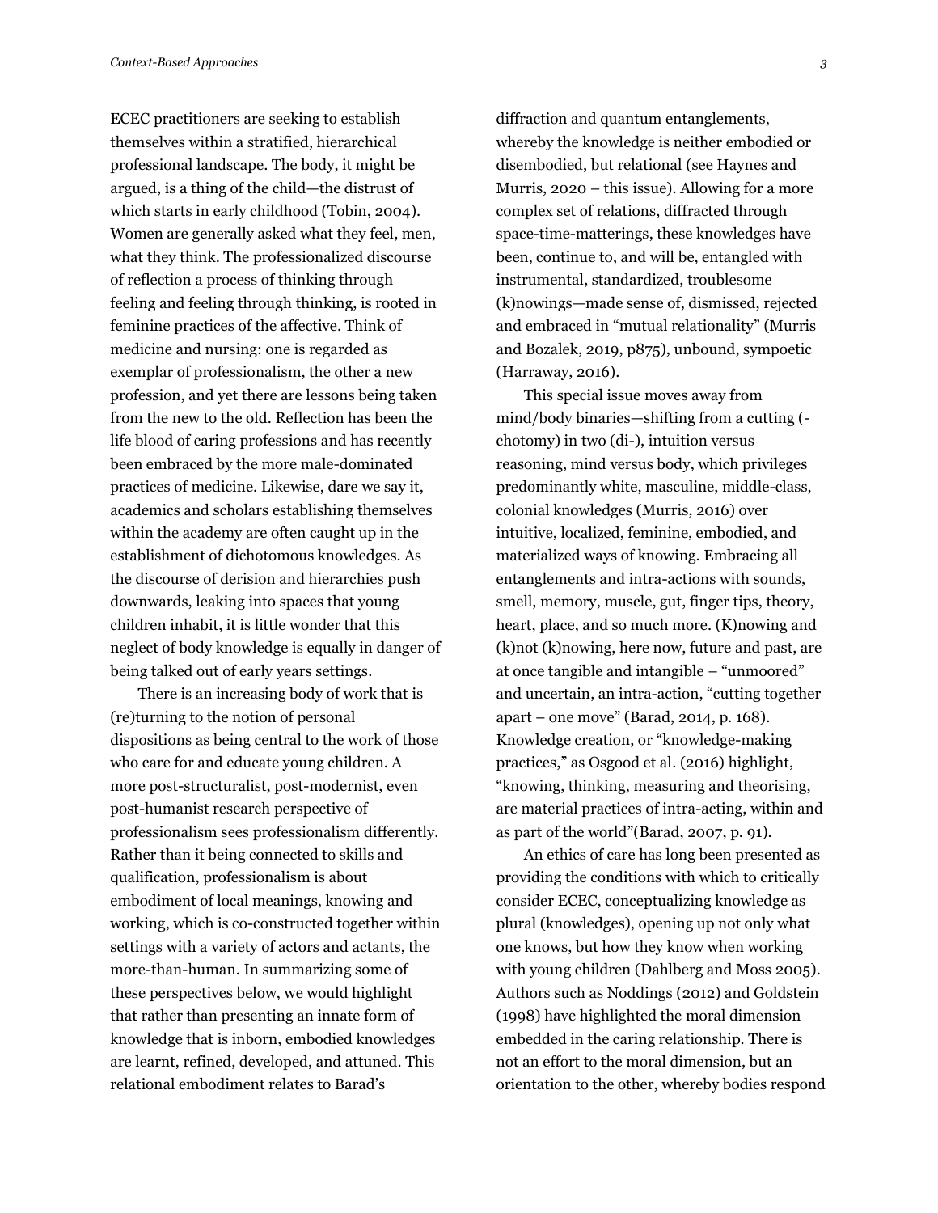ECEC practitioners are seeking to establish themselves within a stratified, hierarchical professional landscape. The body, it might be argued, is a thing of the child—the distrust of which starts in early childhood (Tobin, 2004). Women are generally asked what they feel, men, what they think. The professionalized discourse of reflection a process of thinking through feeling and feeling through thinking, is rooted in feminine practices of the affective. Think of medicine and nursing: one is regarded as exemplar of professionalism, the other a new profession, and yet there are lessons being taken from the new to the old. Reflection has been the life blood of caring professions and has recently been embraced by the more male-dominated practices of medicine. Likewise, dare we say it, academics and scholars establishing themselves within the academy are often caught up in the establishment of dichotomous knowledges. As the discourse of derision and hierarchies push downwards, leaking into spaces that young children inhabit, it is little wonder that this neglect of body knowledge is equally in danger of being talked out of early years settings.

There is an increasing body of work that is (re)turning to the notion of personal dispositions as being central to the work of those who care for and educate young children. A more post-structuralist, post-modernist, even post-humanist research perspective of professionalism sees professionalism differently. Rather than it being connected to skills and qualification, professionalism is about embodiment of local meanings, knowing and working, which is co-constructed together within settings with a variety of actors and actants, the more-than-human. In summarizing some of these perspectives below, we would highlight that rather than presenting an innate form of knowledge that is inborn, embodied knowledges are learnt, refined, developed, and attuned. This relational embodiment relates to Barad's diffraction and quantum entanglements, whereby the knowledge is neither embodied or disembodied, but relational (see Haynes and Murris, 2020 – this issue). Allowing for a more complex set of relations, diffracted through space-time-matterings, these knowledges have been, continue to, and will be, entangled with instrumental, standardized, troublesome (k)nowings—made sense of, dismissed, rejected and embraced in "mutual relationality" (Murris and Bozalek, 2019, p875), unbound, sympoetic (Harraway, 2016).

This special issue moves away from mind/body binaries—shifting from a cutting (-chotomy) in two (di-), intuition versus reasoning, mind versus body, which privileges predominantly white, masculine, middle-class, colonial knowledges (Murris, 2016) over intuitive, localized, feminine, embodied, and materialized ways of knowing. Embracing all entanglements and intra-actions with sounds, smell, memory, muscle, gut, finger tips, theory, heart, place, and so much more. (K)nowing and (k)not (k)nowing, here now, future and past, are at once tangible and intangible – "unmoored" and uncertain, an intra-action, "cutting together apart – one move" (Barad, 2014, p. 168). Knowledge creation, or "knowledge-making practices," as Osgood et al. (2016) highlight, "knowing, thinking, measuring and theorising, are material practices of intra-acting, within and as part of the world"(Barad, 2007, p. 91).

An ethics of care has long been presented as providing the conditions with which to critically consider ECEC, conceptualizing knowledge as plural (knowledges), opening up not only what one knows, but how they know when working with young children (Dahlberg and Moss 2005). Authors such as Noddings (2012) and Goldstein (1998) have highlighted the moral dimension embedded in the caring relationship. There is not an effort to the moral dimension, but an orientation to the other, whereby bodies respond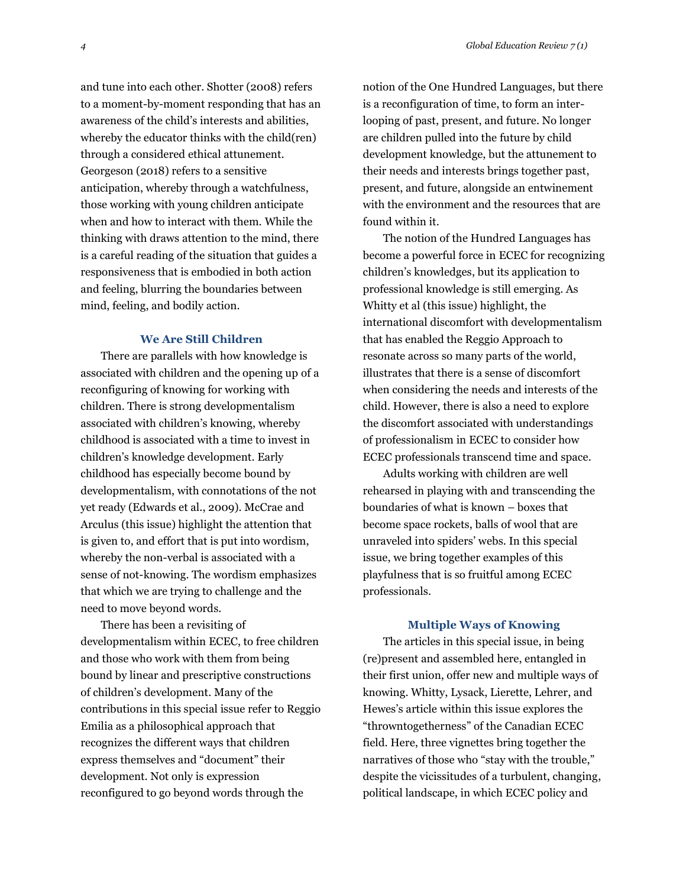and tune into each other. Shotter (2008) refers to a moment-by-moment responding that has an awareness of the child's interests and abilities, whereby the educator thinks with the child(ren) through a considered ethical attunement. Georgeson (2018) refers to a sensitive anticipation, whereby through a watchfulness, those working with young children anticipate when and how to interact with them. While the thinking with draws attention to the mind, there is a careful reading of the situation that guides a responsiveness that is embodied in both action and feeling, blurring the boundaries between mind, feeling, and bodily action.

### We Are Still Children

There are parallels with how knowledge is associated with children and the opening up of a reconfiguring of knowing for working with children. There is strong developmentalism associated with children's knowing, whereby childhood is associated with a time to invest in children's knowledge development. Early childhood has especially become bound by developmentalism, with connotations of the not yet ready (Edwards et al., 2009). McCrae and Arculus (this issue) highlight the attention that is given to, and effort that is put into wordism, whereby the non-verbal is associated with a sense of not-knowing. The wordism emphasizes that which we are trying to challenge and the need to move beyond words.

There has been a revisiting of developmentalism within ECEC, to free children and those who work with them from being bound by linear and prescriptive constructions of children's development. Many of the contributions in this special issue refer to Reggio Emilia as a philosophical approach that recognizes the different ways that children express themselves and "document" their development. Not only is expression reconfigured to go beyond words through the notion of the One Hundred Languages, but there is a reconfiguration of time, to form an inter-looping of past, present, and future. No longer are children pulled into the future by child development knowledge, but the attunement to their needs and interests brings together past, present, and future, alongside an entwinement with the environment and the resources that are found within it.

The notion of the Hundred Languages has become a powerful force in ECEC for recognizing children's knowledges, but its application to professional knowledge is still emerging. As Whitty et al (this issue) highlight, the international discomfort with developmentalism that has enabled the Reggio Approach to resonate across so many parts of the world, illustrates that there is a sense of discomfort when considering the needs and interests of the child. However, there is also a need to explore the discomfort associated with understandings of professionalism in ECEC to consider how ECEC professionals transcend time and space.

Adults working with children are well rehearsed in playing with and transcending the boundaries of what is known – boxes that become space rockets, balls of wool that are unraveled into spiders' webs. In this special issue, we bring together examples of this playfulness that is so fruitful among ECEC professionals.

### Multiple Ways of Knowing

The articles in this special issue, in being (re)present and assembled here, entangled in their first union, offer new and multiple ways of knowing. Whitty, Lysack, Lierette, Lehrer, and Hewes's article within this issue explores the "throwntogetherness" of the Canadian ECEC field. Here, three vignettes bring together the narratives of those who "stay with the trouble," despite the vicissitudes of a turbulent, changing, political landscape, in which ECEC policy and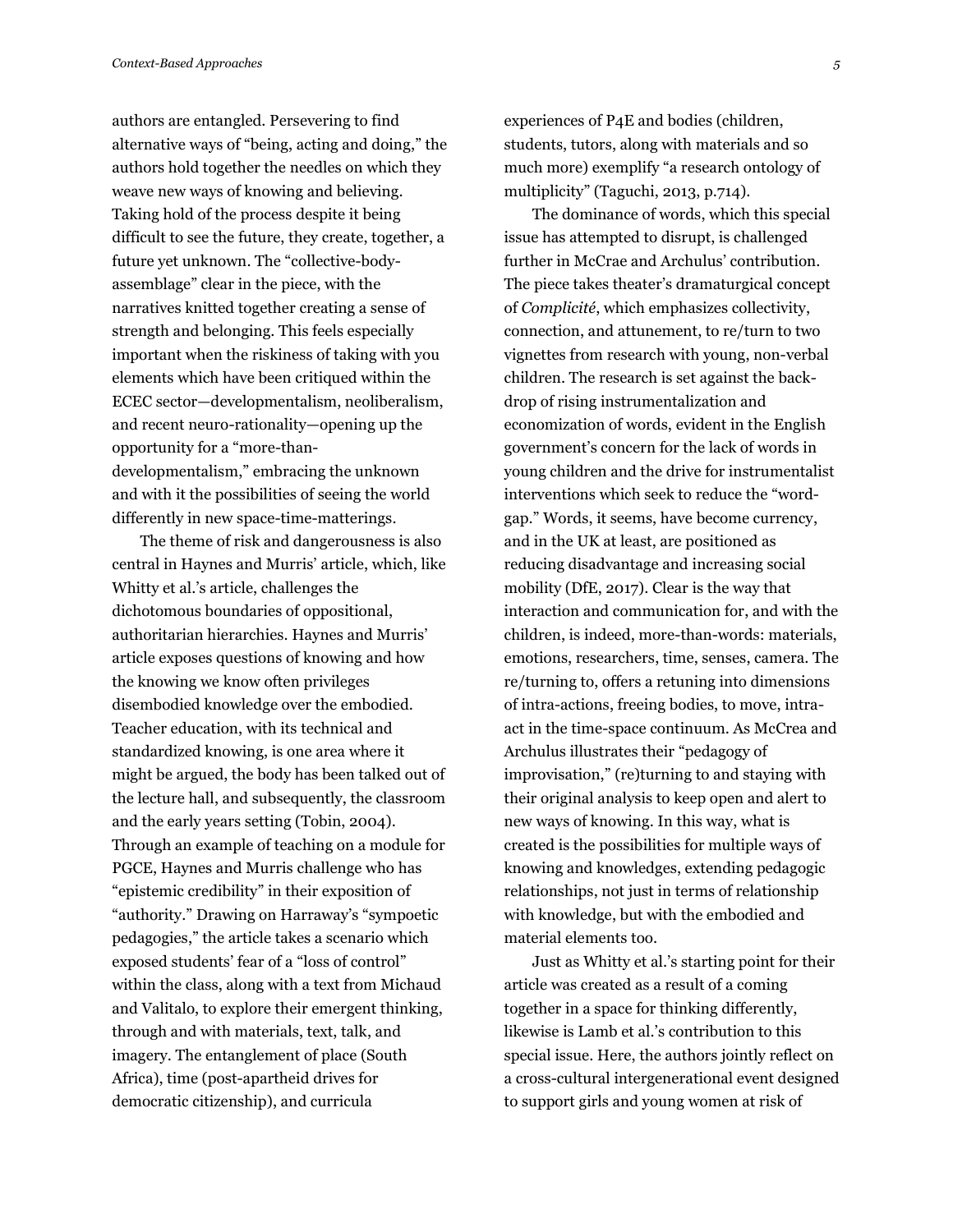authors are entangled. Persevering to find alternative ways of "being, acting and doing," the authors hold together the needles on which they weave new ways of knowing and believing. Taking hold of the process despite it being difficult to see the future, they create, together, a future yet unknown. The "collective-body-assemblage" clear in the piece, with the narratives knitted together creating a sense of strength and belonging. This feels especially important when the riskiness of taking with you elements which have been critiqued within the ECEC sector—developmentalism, neoliberalism, and recent neuro-rationality—opening up the opportunity for a "more-than-developmentalism," embracing the unknown and with it the possibilities of seeing the world differently in new space-time-matterings.

The theme of risk and dangerousness is also central in Haynes and Murris' article, which, like Whitty et al.'s article, challenges the dichotomous boundaries of oppositional, authoritarian hierarchies. Haynes and Murris' article exposes questions of knowing and how the knowing we know often privileges disembodied knowledge over the embodied. Teacher education, with its technical and standardized knowing, is one area where it might be argued, the body has been talked out of the lecture hall, and subsequently, the classroom and the early years setting (Tobin, 2004). Through an example of teaching on a module for PGCE, Haynes and Murris challenge who has "epistemic credibility" in their exposition of "authority." Drawing on Harraway's "sympoetic pedagogies," the article takes a scenario which exposed students' fear of a "loss of control" within the class, along with a text from Michaud and Valitalo, to explore their emergent thinking, through and with materials, text, talk, and imagery. The entanglement of place (South Africa), time (post-apartheid drives for democratic citizenship), and curricula experiences of P4E and bodies (children, students, tutors, along with materials and so much more) exemplify "a research ontology of multiplicity" (Taguchi, 2013, p.714).

The dominance of words, which this special issue has attempted to disrupt, is challenged further in McCrae and Archulus' contribution. The piece takes theater's dramaturgical concept of *Complicité*, which emphasizes collectivity, connection, and attunement, to re/turn to two vignettes from research with young, non-verbal children. The research is set against the back-drop of rising instrumentalization and economization of words, evident in the English government's concern for the lack of words in young children and the drive for instrumentalist interventions which seek to reduce the "word-gap." Words, it seems, have become currency, and in the UK at least, are positioned as reducing disadvantage and increasing social mobility (DfE, 2017). Clear is the way that interaction and communication for, and with the children, is indeed, more-than-words: materials, emotions, researchers, time, senses, camera. The re/turning to, offers a retuning into dimensions of intra-actions, freeing bodies, to move, intra-act in the time-space continuum. As McCrea and Archulus illustrates their "pedagogy of improvisation," (re)turning to and staying with their original analysis to keep open and alert to new ways of knowing. In this way, what is created is the possibilities for multiple ways of knowing and knowledges, extending pedagogic relationships, not just in terms of relationship with knowledge, but with the embodied and material elements too.

Just as Whitty et al.'s starting point for their article was created as a result of a coming together in a space for thinking differently, likewise is Lamb et al.'s contribution to this special issue. Here, the authors jointly reflect on a cross-cultural intergenerational event designed to support girls and young women at risk of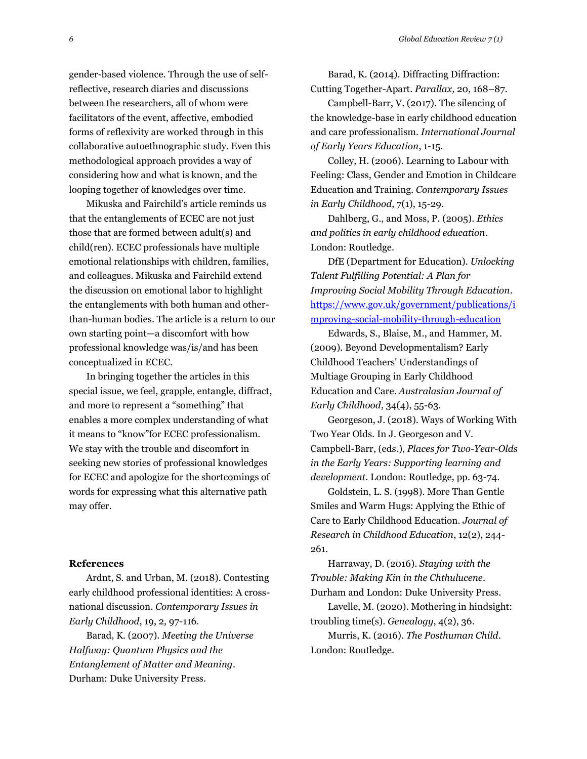gender-based violence. Through the use of self-reflective, research diaries and discussions between the researchers, all of whom were facilitators of the event, affective, embodied forms of reflexivity are worked through in this collaborative autoethnographic study. Even this methodological approach provides a way of considering how and what is known, and the looping together of knowledges over time.

Mikuska and Fairchild's article reminds us that the entanglements of ECEC are not just those that are formed between adult(s) and child(ren). ECEC professionals have multiple emotional relationships with children, families, and colleagues. Mikuska and Fairchild extend the discussion on emotional labor to highlight the entanglements with both human and other-than-human bodies. The article is a return to our own starting point—a discomfort with how professional knowledge was/is/and has been conceptualized in ECEC.

In bringing together the articles in this special issue, we feel, grapple, entangle, diffract, and more to represent a "something" that enables a more complex understanding of what it means to "know"for ECEC professionalism. We stay with the trouble and discomfort in seeking new stories of professional knowledges for ECEC and apologize for the shortcomings of words for expressing what this alternative path may offer.

**References**

Ardnt, S. and Urban, M. (2018). Contesting early childhood professional identities: A cross-national discussion. *Contemporary Issues in Early Childhood*, 19, 2, 97-116.

Barad, K. (2007). *Meeting the Universe Halfway: Quantum Physics and the Entanglement of Matter and Meaning*. Durham: Duke University Press.

Barad, K. (2014). Diffracting Diffraction: Cutting Together-Apart. *Parallax,* 20, 168–87.

Campbell-Barr, V. (2017). The silencing of the knowledge-base in early childhood education and care professionalism. *International Journal of Early Years Education*, 1-15.

Colley, H. (2006). Learning to Labour with Feeling: Class, Gender and Emotion in Childcare Education and Training. *Contemporary Issues in Early Childhood*, 7(1), 15-29.

Dahlberg, G., and Moss, P. (2005). *Ethics and politics in early childhood education*. London: Routledge.

DfE (Department for Education). *Unlocking Talent Fulfilling Potential: A Plan for Improving Social Mobility Through Education*. https://www.gov.uk/government/publications/improving-social-mobility-through-education

Edwards, S., Blaise, M., and Hammer, M. (2009). Beyond Developmentalism? Early Childhood Teachers' Understandings of Multiage Grouping in Early Childhood Education and Care. *Australasian Journal of Early Childhood*, 34(4), 55-63.

Georgeson, J. (2018). Ways of Working With Two Year Olds. In J. Georgeson and V. Campbell-Barr, (eds.), *Places for Two-Year-Olds in the Early Years: Supporting learning and development*. London: Routledge, pp. 63-74.

Goldstein, L. S. (1998). More Than Gentle Smiles and Warm Hugs: Applying the Ethic of Care to Early Childhood Education. *Journal of Research in Childhood Education*, 12(2), 244-261.

Harraway, D. (2016). *Staying with the Trouble: Making Kin in the Chthulucene*. Durham and London: Duke University Press.

Lavelle, M. (2020). Mothering in hindsight: troubling time(s). *Genealogy*, 4(2), 36.

Murris, K. (2016). *The Posthuman Child*. London: Routledge.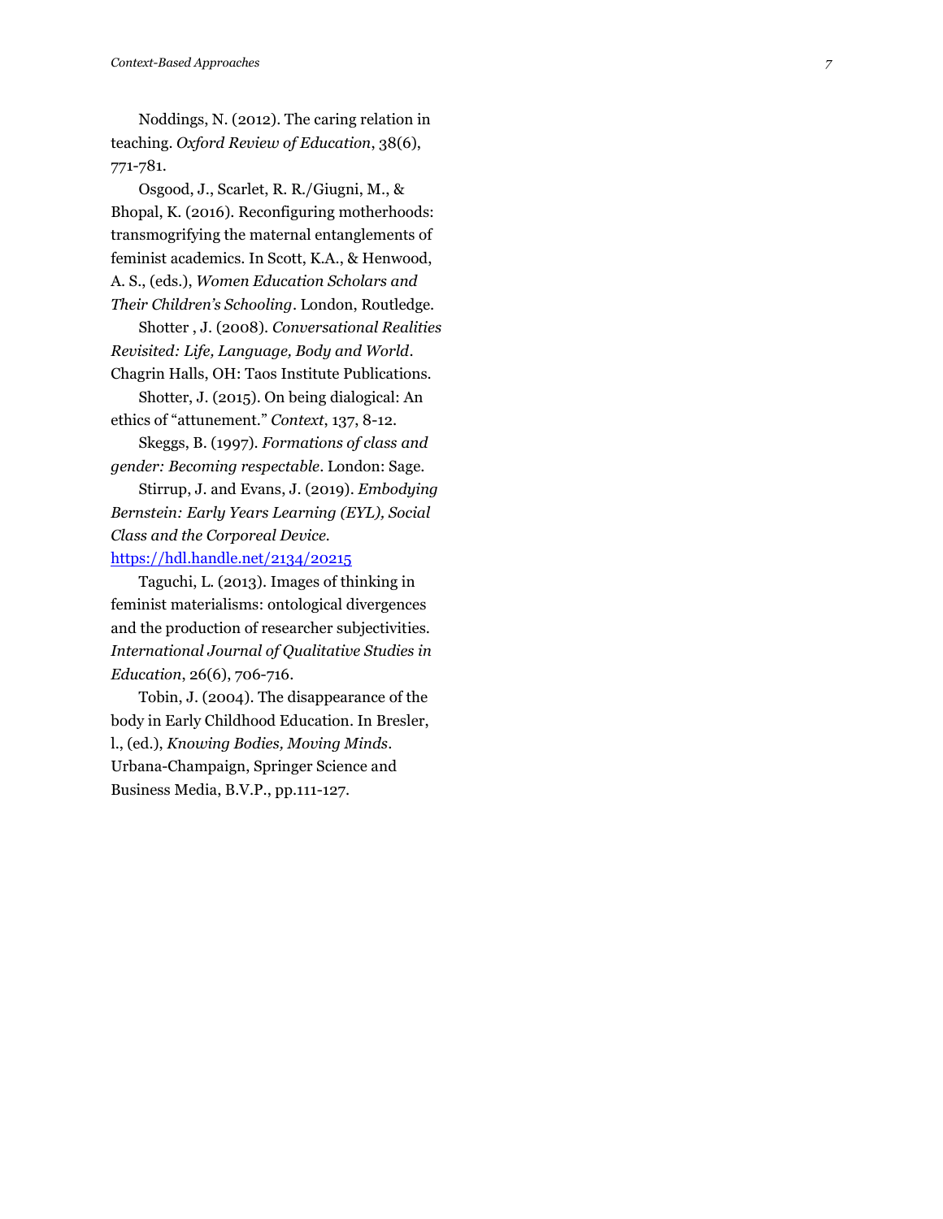Noddings, N. (2012). The caring relation in teaching. *Oxford Review of Education*, 38(6), 771-781.

Osgood, J., Scarlet, R. R./Giugni, M., & Bhopal, K. (2016). Reconfiguring motherhoods: transmogrifying the maternal entanglements of feminist academics. In Scott, K.A., & Henwood, A. S., (eds.), *Women Education Scholars and Their Children's Schooling*. London, Routledge.

Shotter , J. (2008). *Conversational Realities Revisited: Life, Language, Body and World*. Chagrin Halls, OH: Taos Institute Publications.

Shotter, J. (2015). On being dialogical: An ethics of "attunement." *Context*, 137, 8-12.

Skeggs, B. (1997). *Formations of class and gender: Becoming respectable*. London: Sage.

Stirrup, J. and Evans, J. (2019). *Embodying Bernstein: Early Years Learning (EYL), Social Class and the Corporeal Device.* https://hdl.handle.net/2134/20215

Taguchi, L. (2013). Images of thinking in feminist materialisms: ontological divergences and the production of researcher subjectivities. *International Journal of Qualitative Studies in Education*, 26(6), 706-716.

Tobin, J. (2004). The disappearance of the body in Early Childhood Education. In Bresler, l., (ed.), *Knowing Bodies, Moving Minds*. Urbana-Champaign, Springer Science and Business Media, B.V.P., pp.111-127.